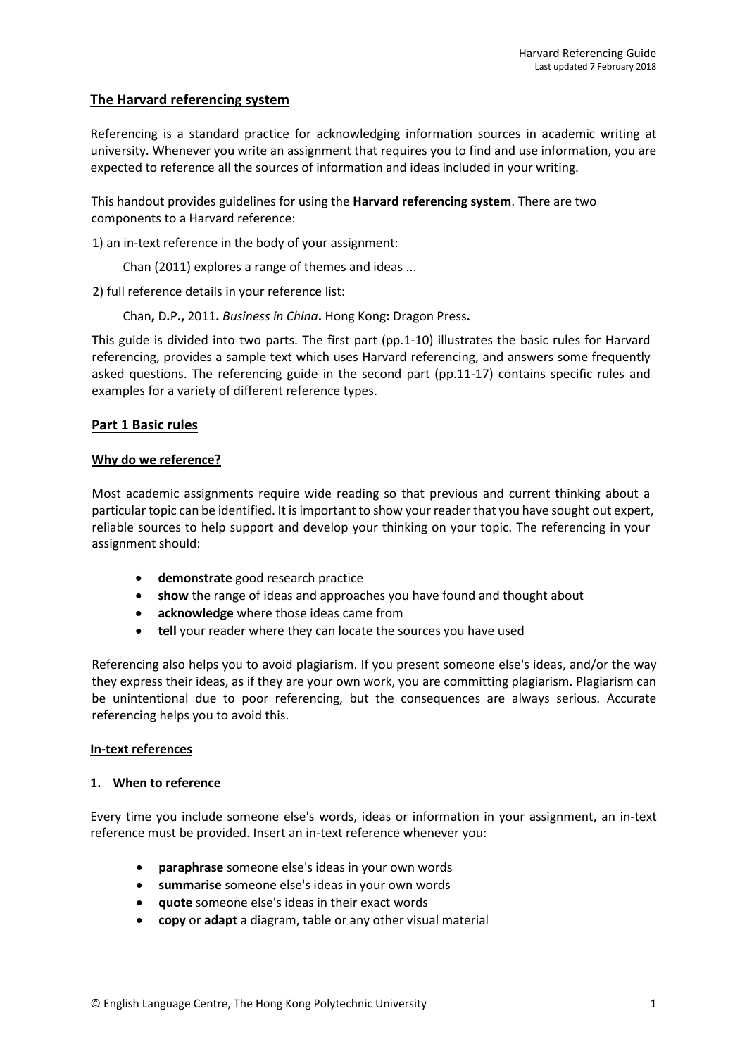## The Harvard referencing system

Referencing is a standard practice for acknowledging information sources in academic writing at university. Whenever you write an assignment that requires you to find and use information, you are expected to reference all the sources of information and ideas included in your writing.

This handout provides guidelines for using the **Harvard referencing system**. There are two components to a Harvard reference:

1) an in-text reference in the body of your assignment:

    Chan (2011) explores a range of themes and ideas ...

2) full reference details in your reference list:

    Chan**,** D.P**.,** 2011**.** *Business in China***.** Hong Kong**:** Dragon Press**.**

This guide is divided into two parts. The first part (pp.1-10) illustrates the basic rules for Harvard referencing, provides a sample text which uses Harvard referencing, and answers some frequently asked questions. The referencing guide in the second part (pp.11-17) contains specific rules and examples for a variety of different reference types.

## Part 1 Basic rules

### Why do we reference?

Most academic assignments require wide reading so that previous and current thinking about a particular topic can be identified. It is important to show your reader that you have sought out expert, reliable sources to help support and develop your thinking on your topic. The referencing in your assignment should:

- **demonstrate** good research practice
- **show** the range of ideas and approaches you have found and thought about
- **acknowledge** where those ideas came from
- **tell** your reader where they can locate the sources you have used

Referencing also helps you to avoid plagiarism. If you present someone else's ideas, and/or the way they express their ideas, as if they are your own work, you are committing plagiarism. Plagiarism can be unintentional due to poor referencing, but the consequences are always serious. Accurate referencing helps you to avoid this.

### In-text references

#### 1. When to reference

Every time you include someone else's words, ideas or information in your assignment, an in-text reference must be provided. Insert an in-text reference whenever you:

- **paraphrase** someone else's ideas in your own words
- **summarise** someone else's ideas in your own words
- **quote** someone else's ideas in their exact words
- **copy** or **adapt** a diagram, table or any other visual material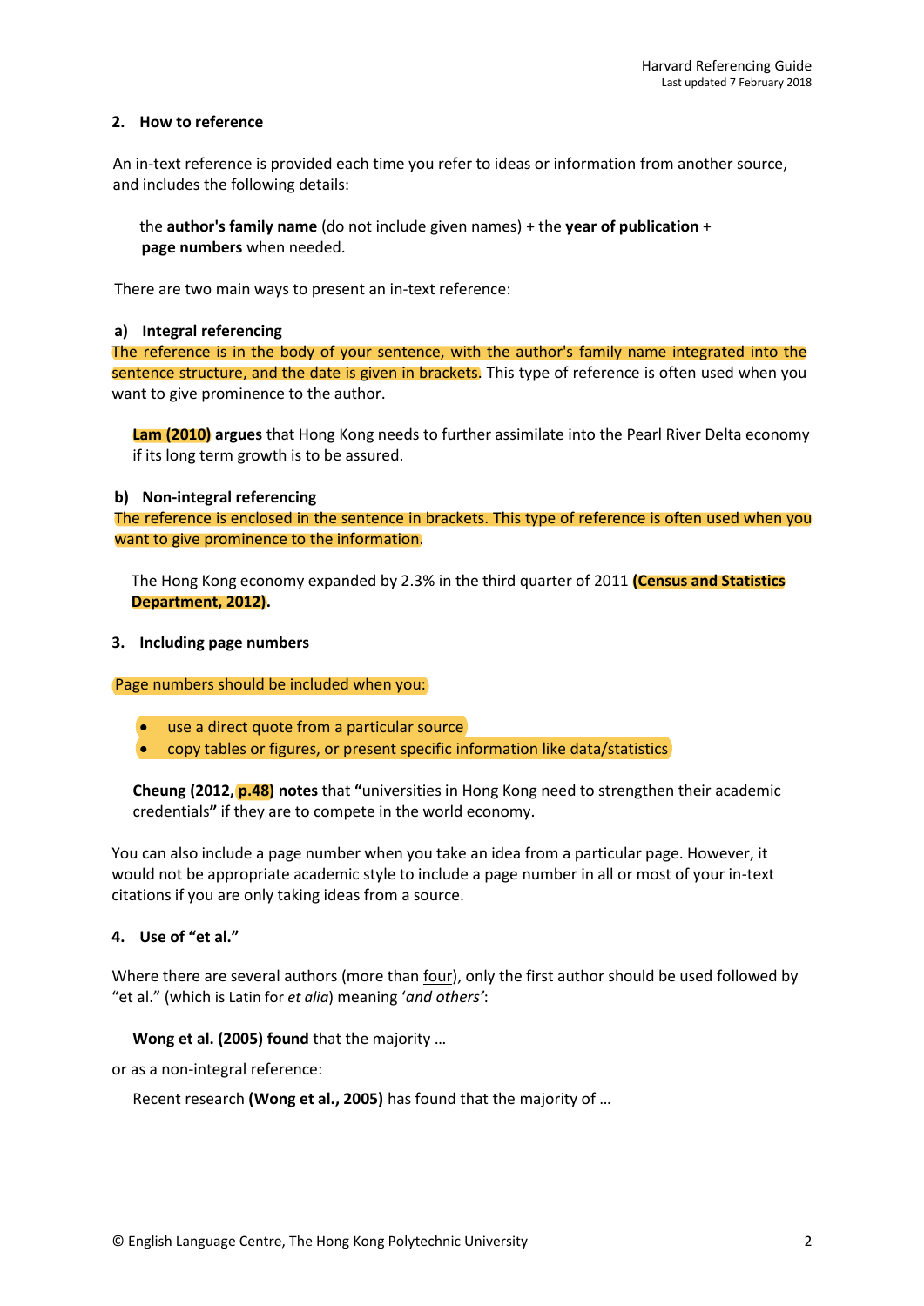## 2. How to reference

An in-text reference is provided each time you refer to ideas or information from another source, and includes the following details:

> the **author's family name** (do not include given names) + the **year of publication** + **page numbers** when needed.

There are two main ways to present an in-text reference:

### a) Integral referencing

The reference is in the body of your sentence, with the author's family name integrated into the sentence structure, and the date is given in brackets. This type of reference is often used when you want to give prominence to the author.

> **Lam (2010) argues** that Hong Kong needs to further assimilate into the Pearl River Delta economy if its long term growth is to be assured.

### b) Non-integral referencing

The reference is enclosed in the sentence in brackets. This type of reference is often used when you want to give prominence to the information.

> The Hong Kong economy expanded by 2.3% in the third quarter of 2011 **(Census and Statistics Department, 2012).**

## 3. Including page numbers

Page numbers should be included when you:

- use a direct quote from a particular source
- copy tables or figures, or present specific information like data/statistics

> **Cheung (2012, p.48) notes** that **"**universities in Hong Kong need to strengthen their academic credentials**"** if they are to compete in the world economy.

You can also include a page number when you take an idea from a particular page. However, it would not be appropriate academic style to include a page number in all or most of your in-text citations if you are only taking ideas from a source.

## 4. Use of "et al."

Where there are several authors (more than four), only the first author should be used followed by "et al." (which is Latin for *et alia*) meaning '*and others'*:

> **Wong et al. (2005) found** that the majority …

or as a non-integral reference:

> Recent research **(Wong et al., 2005)** has found that the majority of …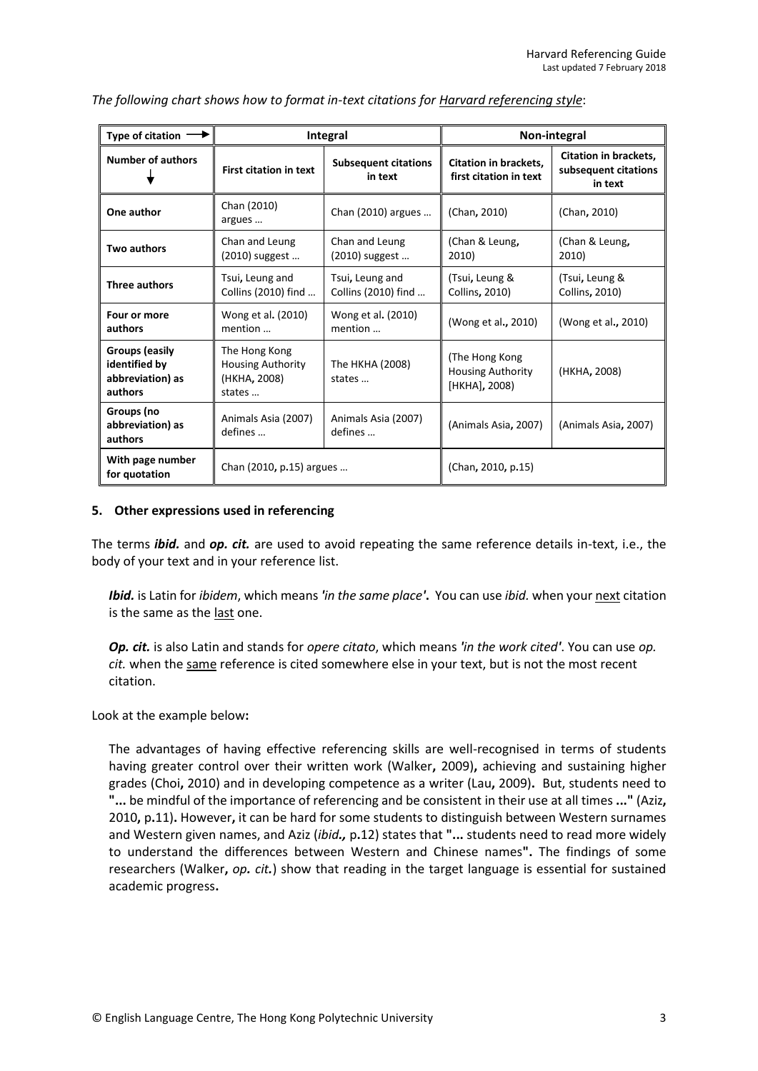*The following chart shows how to format in-text citations for Harvard referencing style*:

| Type of citation → | Integral | | Non-integral | |
|---|---|---|---|---|
| **Number of authors** ↓ | **First citation in text** | **Subsequent citations in text** | **Citation in brackets, first citation in text** | **Citation in brackets, subsequent citations in text** |
| **One author** | Chan (2010) argues … | Chan (2010) argues … | (Chan, 2010) | (Chan, 2010) |
| **Two authors** | Chan and Leung (2010) suggest … | Chan and Leung (2010) suggest … | (Chan & Leung, 2010) | (Chan & Leung, 2010) |
| **Three authors** | Tsui, Leung and Collins (2010) find … | Tsui, Leung and Collins (2010) find … | (Tsui, Leung & Collins, 2010) | (Tsui, Leung & Collins, 2010) |
| **Four or more authors** | Wong et al. (2010) mention … | Wong et al. (2010) mention … | (Wong et al., 2010) | (Wong et al., 2010) |
| **Groups (easily identified by abbreviation) as authors** | The Hong Kong Housing Authority (HKHA, 2008) states … | The HKHA (2008) states … | (The Hong Kong Housing Authority [HKHA], 2008) | (HKHA, 2008) |
| **Groups (no abbreviation) as authors** | Animals Asia (2007) defines … | Animals Asia (2007) defines … | (Animals Asia, 2007) | (Animals Asia, 2007) |
| **With page number for quotation** | Chan (2010, p.15) argues … | | (Chan, 2010, p.15) | |

## 5. Other expressions used in referencing

The terms ***ibid.*** and ***op. cit.*** are used to avoid repeating the same reference details in-text, i.e., the body of your text and in your reference list.

> ***Ibid.*** is Latin for *ibidem*, which means ***'in the same place'*****.** You can use *ibid.* when your next citation is the same as the last one.
>
> ***Op. cit.*** is also Latin and stands for *opere citato*, which means ***'in the work cited'***. You can use *op. cit.* when the same reference is cited somewhere else in your text, but is not the most recent citation.

Look at the example below:

> The advantages of having effective referencing skills are well-recognised in terms of students having greater control over their written work (Walker, 2009), achieving and sustaining higher grades (Choi, 2010) and in developing competence as a writer (Lau, 2009). But, students need to "... be mindful of the importance of referencing and be consistent in their use at all times ..." (Aziz, 2010, p.11). However, it can be hard for some students to distinguish between Western surnames and Western given names, and Aziz (*ibid.,* p.12) states that "... students need to read more widely to understand the differences between Western and Chinese names". The findings of some researchers (Walker, *op. cit.*) show that reading in the target language is essential for sustained academic progress.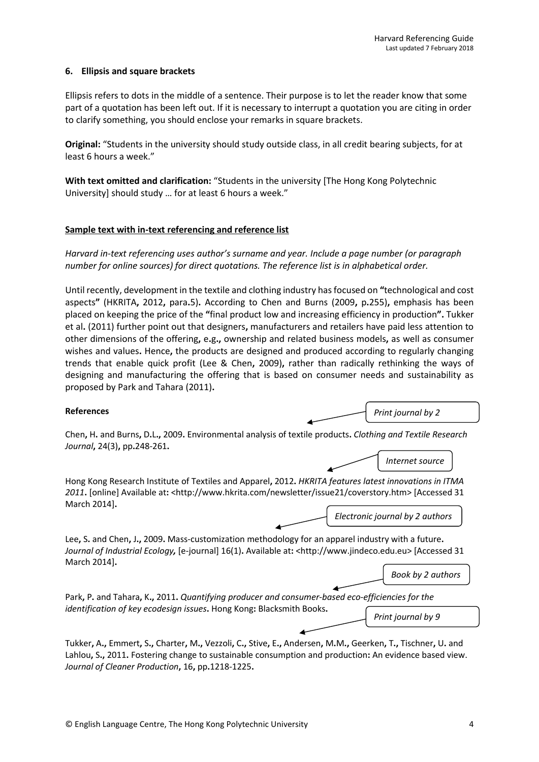### 6. Ellipsis and square brackets

Ellipsis refers to dots in the middle of a sentence. Their purpose is to let the reader know that some part of a quotation has been left out. If it is necessary to interrupt a quotation you are citing in order to clarify something, you should enclose your remarks in square brackets.

**Original:** "Students in the university should study outside class, in all credit bearing subjects, for at least 6 hours a week."

**With text omitted and clarification:** "Students in the university [The Hong Kong Polytechnic University] should study … for at least 6 hours a week."

### Sample text with in-text referencing and reference list

*Harvard in-text referencing uses author's surname and year. Include a page number (or paragraph number for online sources) for direct quotations. The reference list is in alphabetical order.*

Until recently, development in the textile and clothing industry has focused on "technological and cost aspects" (HKRITA, 2012, para.5). According to Chen and Burns (2009, p.255), emphasis has been placed on keeping the price of the "final product low and increasing efficiency in production". Tukker et al. (2011) further point out that designers, manufacturers and retailers have paid less attention to other dimensions of the offering, e.g., ownership and related business models, as well as consumer wishes and values. Hence, the products are designed and produced according to regularly changing trends that enable quick profit (Lee & Chen, 2009), rather than radically rethinking the ways of designing and manufacturing the offering that is based on consumer needs and sustainability as proposed by Park and Tahara (2011).

**References**

*Print journal by 2*

Chen, H. and Burns, D.L., 2009. Environmental analysis of textile products. *Clothing and Textile Research Journal*, 24(3), pp.248-261.

*Internet source*

Hong Kong Research Institute of Textiles and Apparel, 2012. *HKRITA features latest innovations in ITMA 2011*. [online] Available at: <http://www.hkrita.com/newsletter/issue21/coverstory.htm> [Accessed 31 March 2014].

*Electronic journal by 2 authors*

Lee, S. and Chen, J., 2009. Mass-customization methodology for an apparel industry with a future. *Journal of Industrial Ecology,* [e-journal] 16(1). Available at: <http://www.jindeco.edu.eu> [Accessed 31 March 2014].

*Book by 2 authors*

Park, P. and Tahara, K., 2011. *Quantifying producer and consumer-based eco-efficiencies for the identification of key ecodesign issues*. Hong Kong: Blacksmith Books.

*Print journal by 9*

Tukker, A., Emmert, S., Charter, M., Vezzoli, C., Stive, E., Andersen, M.M., Geerken, T., Tischner, U. and Lahlou, S., 2011. Fostering change to sustainable consumption and production: An evidence based view. *Journal of Cleaner Production*, 16, pp.1218-1225.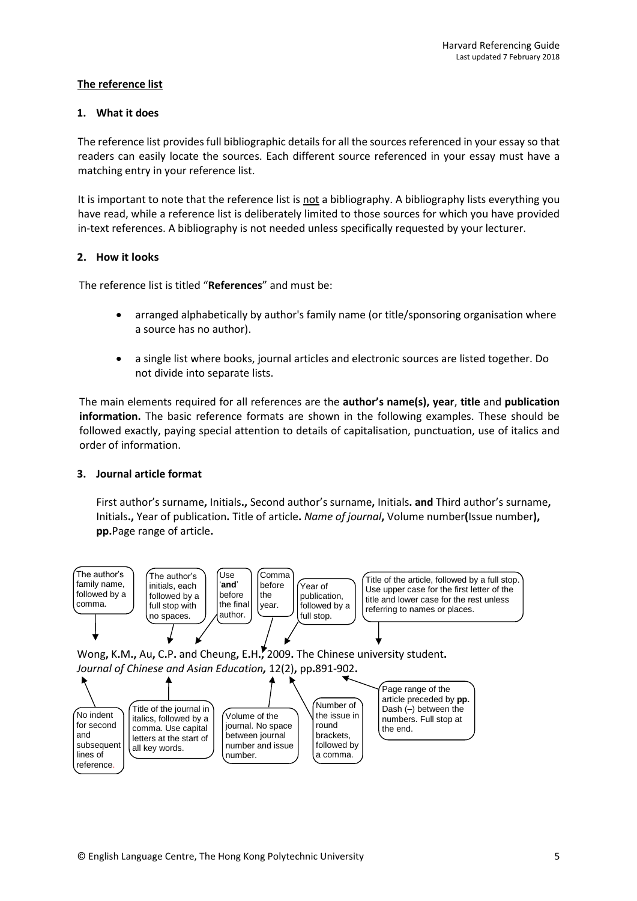## The reference list

### 1. What it does

The reference list provides full bibliographic details for all the sources referenced in your essay so that readers can easily locate the sources. Each different source referenced in your essay must have a matching entry in your reference list.

It is important to note that the reference list is not a bibliography. A bibliography lists everything you have read, while a reference list is deliberately limited to those sources for which you have provided in-text references. A bibliography is not needed unless specifically requested by your lecturer.

### 2. How it looks

The reference list is titled "**References**" and must be:

- arranged alphabetically by author's family name (or title/sponsoring organisation where a source has no author).
- a single list where books, journal articles and electronic sources are listed together. Do not divide into separate lists.

The main elements required for all references are the **author's name(s), year**, **title** and **publication information.** The basic reference formats are shown in the following examples. These should be followed exactly, paying special attention to details of capitalisation, punctuation, use of italics and order of information.

### 3. Journal article format

First author's surname**,** Initials**.,** Second author's surname**,** Initials**. and** Third author's surname**,** Initials**.,** Year of publication**.** Title of article**.** *Name of journal***,** Volume number**(**Issue number**), pp.**Page range of article**.**

The author's family name, followed by a comma.

The author's initials, each followed by a full stop with no spaces.

Use '**and**' before the final author.

Comma before the year.

Year of publication, followed by a full stop.

Title of the article, followed by a full stop. Use upper case for the first letter of the title and lower case for the rest unless referring to names or places.

Wong**,** K.M.**,** Au**,** C.P. and Cheung**,** E.H.**,** 2009**.** The Chinese university student**.**
*Journal of Chinese and Asian Education,* 12(2)**,** pp**.**891-902**.**

No indent for second and subsequent lines of reference.

Title of the journal in italics, followed by a comma. Use capital letters at the start of all key words.

Volume of the journal. No space between journal number and issue number.

Number of the issue in round brackets, followed by a comma.

Page range of the article preceded by **pp.** Dash (–) between the numbers. Full stop at the end.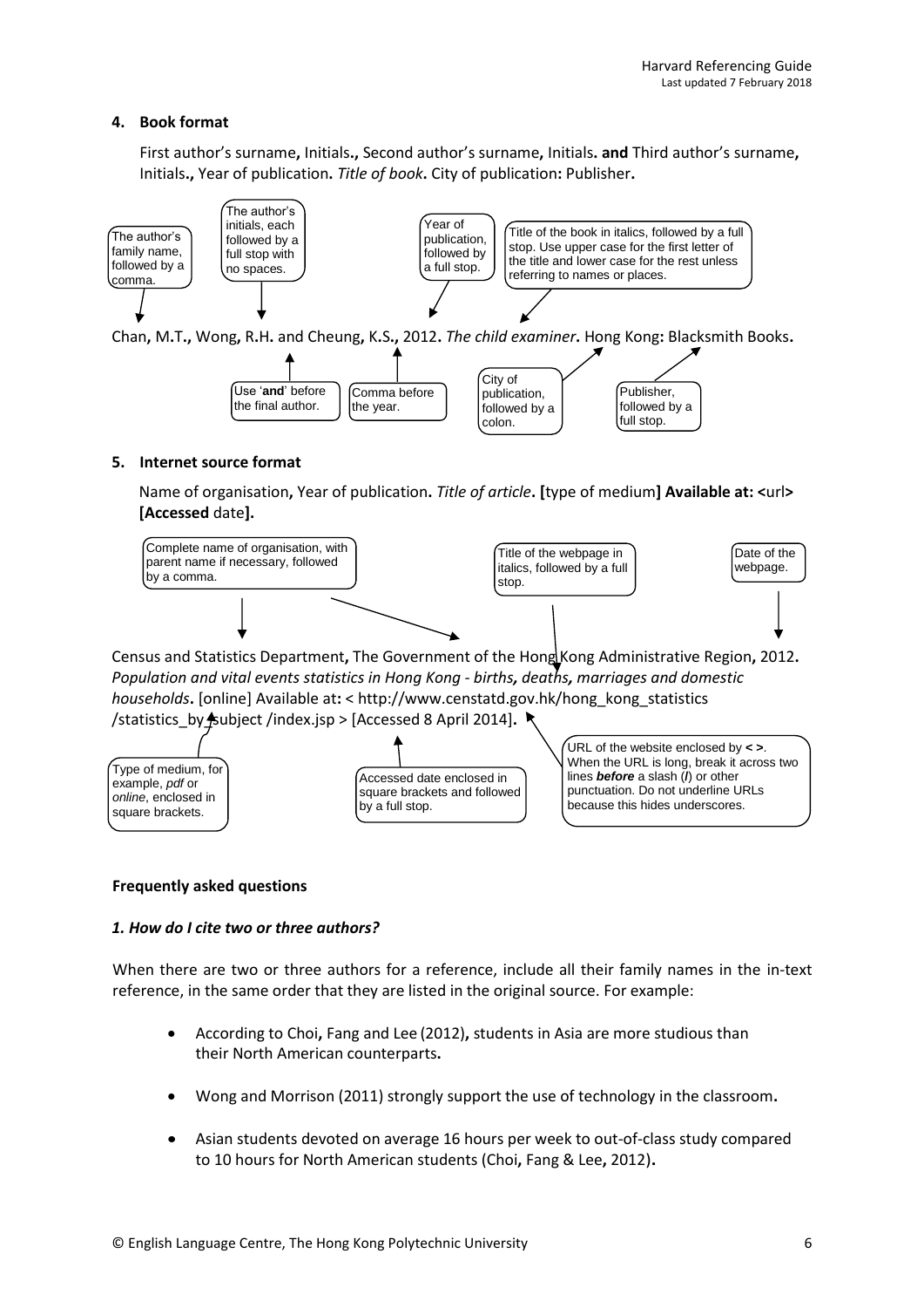#### 4. Book format

First author's surname**,** Initials**.,** Second author's surname**,** Initials**. and** Third author's surname**,** Initials**.,** Year of publication**.** *Title of book***.** City of publication**:** Publisher**.**

- The author's family name, followed by a comma.
- The author's initials, each followed by a full stop with no spaces.
- Year of publication, followed by a full stop.
- Title of the book in italics, followed by a full stop. Use upper case for the first letter of the title and lower case for the rest unless referring to names or places.

Chan**,** M.T.**,** Wong**,** R.H. and Cheung**,** K.S.**,** 2012**.** *The child examiner***.** Hong Kong**:** Blacksmith Books**.**

- Use '**and**' before the final author.
- Comma before the year.
- City of publication, followed by a colon.
- Publisher, followed by a full stop.

#### 5. Internet source format

Name of organisation**,** Year of publication**.** *Title of article***. [**type of medium**] Available at: <**url**> [Accessed** date**].**

- Complete name of organisation, with parent name if necessary, followed by a comma.
- Title of the webpage in italics, followed by a full stop.
- Date of the webpage.

Census and Statistics Department**,** The Government of the Hong Kong Administrative Region**,** 2012**.** *Population and vital events statistics in Hong Kong - births, deaths, marriages and domestic households***.** [online] Available at**:** < http://www.censtatd.gov.hk/hong_kong_statistics /statistics_by_subject /index.jsp > [Accessed 8 April 2014]**.**

- Type of medium, for example, *pdf* or *online*, enclosed in square brackets.
- Accessed date enclosed in square brackets and followed by a full stop.
- URL of the website enclosed by **< >**. When the URL is long, break it across two lines ***before*** a slash (**/**) or other punctuation. Do not underline URLs because this hides underscores.

### Frequently asked questions

#### *1. How do I cite two or three authors?*

When there are two or three authors for a reference, include all their family names in the in-text reference, in the same order that they are listed in the original source. For example:

- According to Choi**,** Fang and Lee (2012)**,** students in Asia are more studious than their North American counterparts**.**
- Wong and Morrison (2011) strongly support the use of technology in the classroom**.**
- Asian students devoted on average 16 hours per week to out-of-class study compared to 10 hours for North American students (Choi**,** Fang & Lee**,** 2012)**.**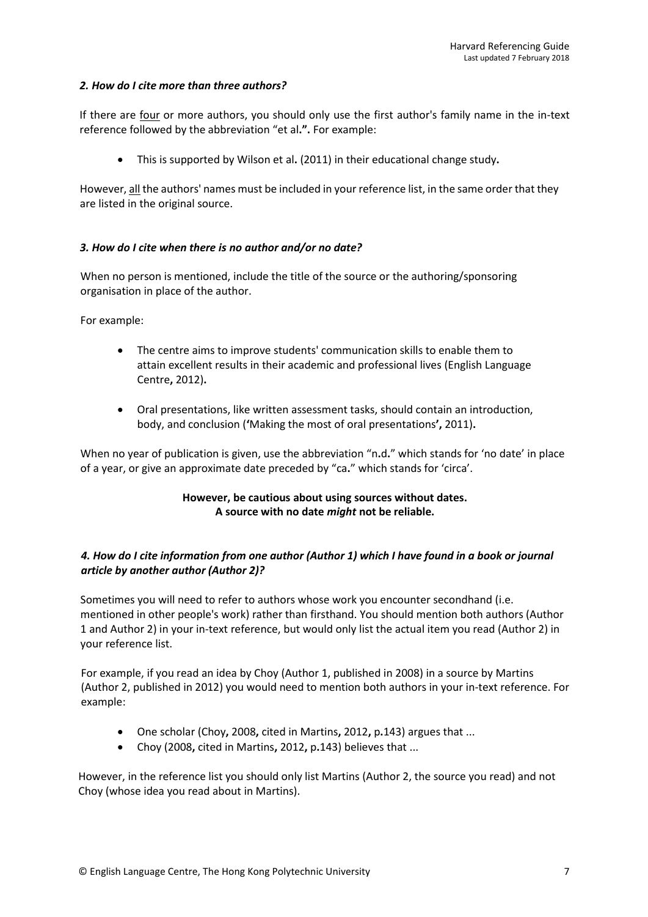### *2. How do I cite more than three authors?*

If there are <u>four</u> or more authors, you should only use the first author's family name in the in-text reference followed by the abbreviation "et al**.".** For example:

- This is supported by Wilson et al**.** (2011) in their educational change study**.**

However, <u>all</u> the authors' names must be included in your reference list, in the same order that they are listed in the original source.

### *3. How do I cite when there is no author and/or no date?*

When no person is mentioned, include the title of the source or the authoring/sponsoring organisation in place of the author.

For example:

- The centre aims to improve students' communication skills to enable them to attain excellent results in their academic and professional lives (English Language Centre**,** 2012)**.**
- Oral presentations, like written assessment tasks, should contain an introduction, body, and conclusion (**'**Making the most of oral presentations**',** 2011)**.**

When no year of publication is given, use the abbreviation "n**.**d**.**" which stands for 'no date' in place of a year, or give an approximate date preceded by "ca**.**" which stands for 'circa'.

**However, be cautious about using sources without dates.**
**A source with no date *might* not be reliable.**

### *4. How do I cite information from one author (Author 1) which I have found in a book or journal article by another author (Author 2)?*

Sometimes you will need to refer to authors whose work you encounter secondhand (i.e. mentioned in other people's work) rather than firsthand. You should mention both authors (Author 1 and Author 2) in your in-text reference, but would only list the actual item you read (Author 2) in your reference list.

For example, if you read an idea by Choy (Author 1, published in 2008) in a source by Martins (Author 2, published in 2012) you would need to mention both authors in your in-text reference. For example:

- One scholar (Choy**,** 2008**,** cited in Martins**,** 2012**,** p**.**143) argues that ...
- Choy (2008**,** cited in Martins**,** 2012**,** p**.**143) believes that ...

However, in the reference list you should only list Martins (Author 2, the source you read) and not Choy (whose idea you read about in Martins).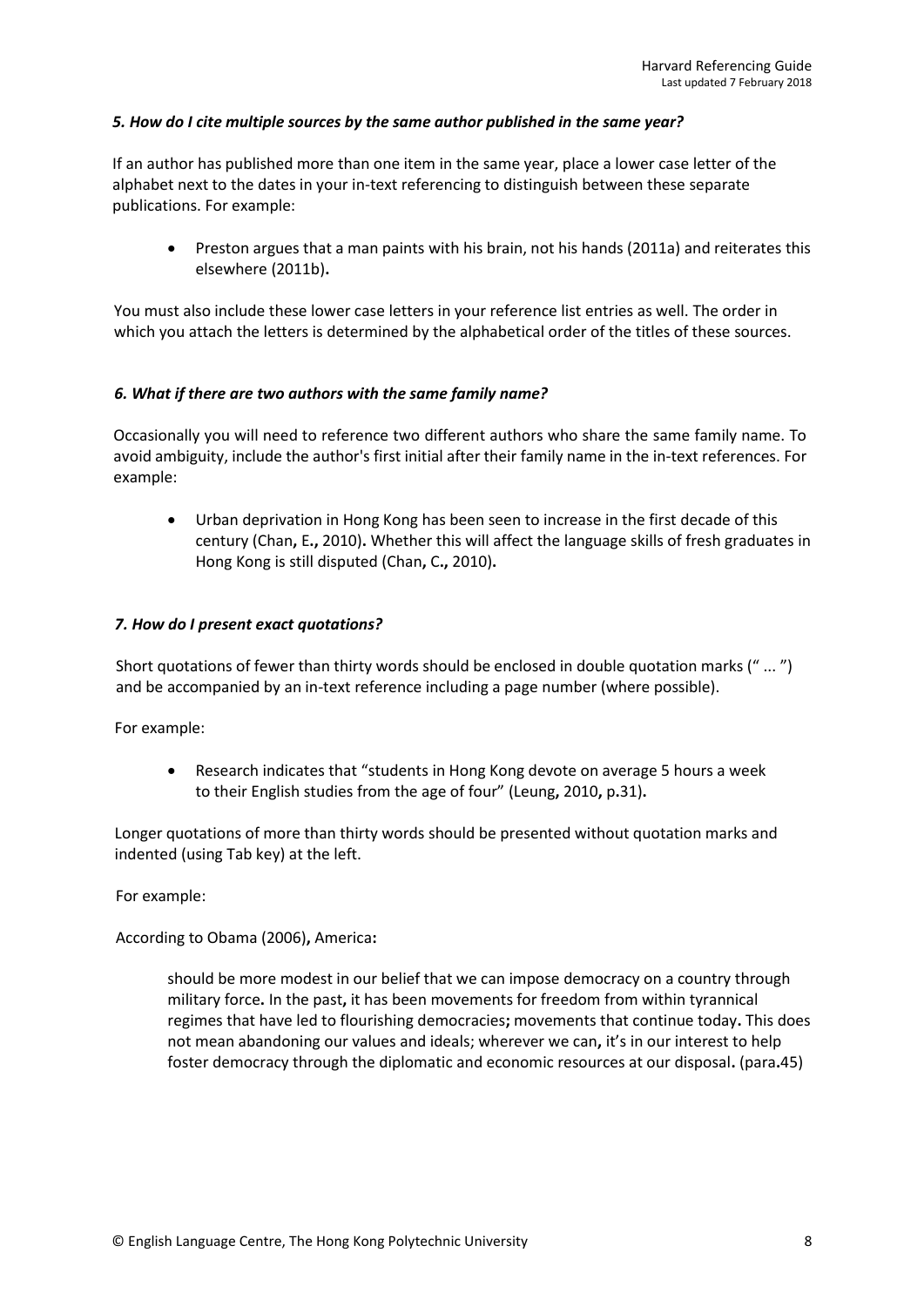### *5. How do I cite multiple sources by the same author published in the same year?*

If an author has published more than one item in the same year, place a lower case letter of the alphabet next to the dates in your in-text referencing to distinguish between these separate publications. For example:

- Preston argues that a man paints with his brain, not his hands (2011a) and reiterates this elsewhere (2011b).

You must also include these lower case letters in your reference list entries as well. The order in which you attach the letters is determined by the alphabetical order of the titles of these sources.

### *6. What if there are two authors with the same family name?*

Occasionally you will need to reference two different authors who share the same family name. To avoid ambiguity, include the author's first initial after their family name in the in-text references. For example:

- Urban deprivation in Hong Kong has been seen to increase in the first decade of this century (Chan, E., 2010). Whether this will affect the language skills of fresh graduates in Hong Kong is still disputed (Chan, C., 2010).

### *7. How do I present exact quotations?*

Short quotations of fewer than thirty words should be enclosed in double quotation marks (" ... ") and be accompanied by an in-text reference including a page number (where possible).

For example:

- Research indicates that "students in Hong Kong devote on average 5 hours a week to their English studies from the age of four" (Leung, 2010, p.31).

Longer quotations of more than thirty words should be presented without quotation marks and indented (using Tab key) at the left.

For example:

According to Obama (2006), America:

> should be more modest in our belief that we can impose democracy on a country through military force. In the past, it has been movements for freedom from within tyrannical regimes that have led to flourishing democracies; movements that continue today. This does not mean abandoning our values and ideals; wherever we can, it's in our interest to help foster democracy through the diplomatic and economic resources at our disposal. (para.45)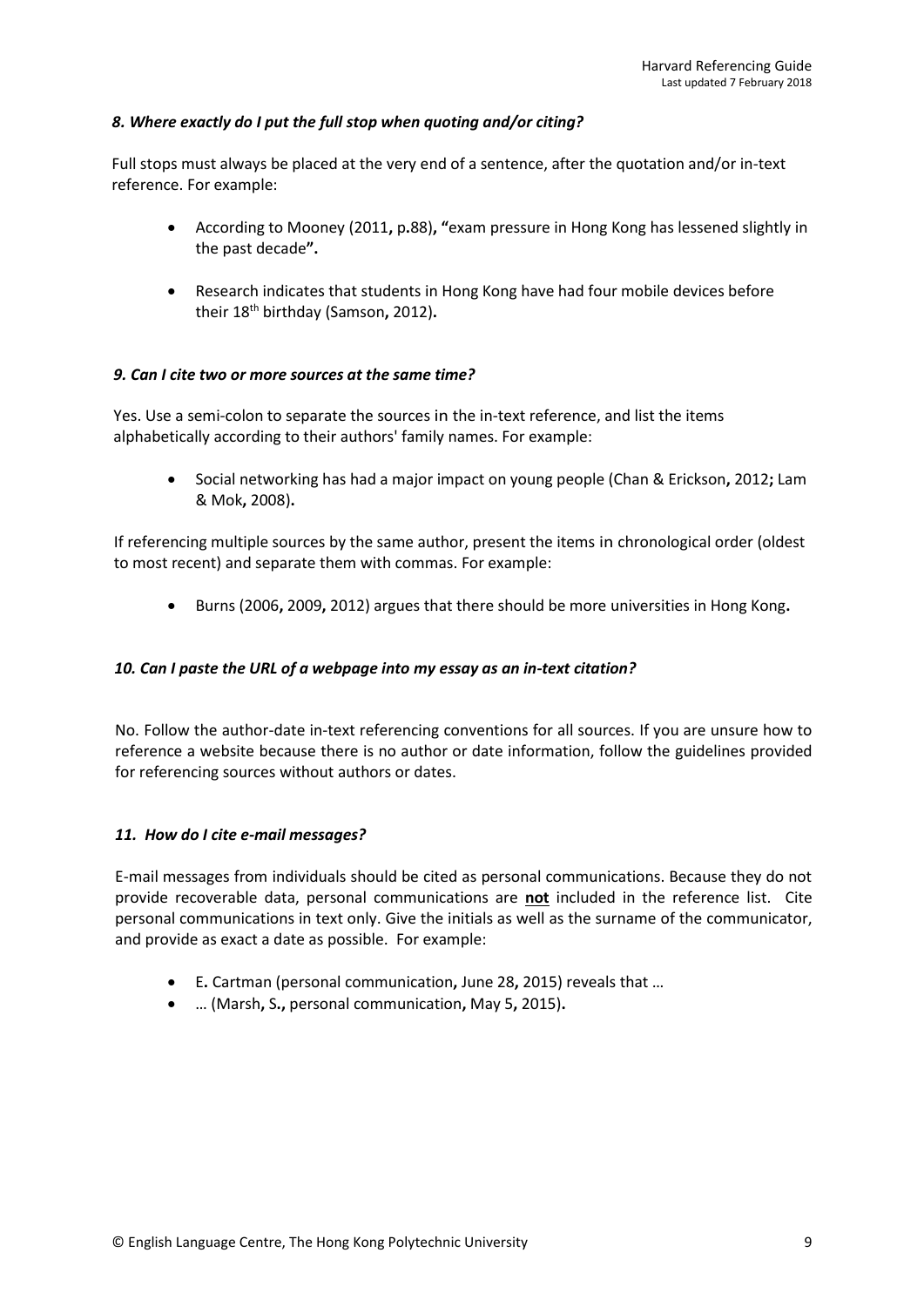### *8. Where exactly do I put the full stop when quoting and/or citing?*

Full stops must always be placed at the very end of a sentence, after the quotation and/or in-text reference. For example:

- According to Mooney (2011**,** p**.**88)**, "**exam pressure in Hong Kong has lessened slightly in the past decade**".**
- Research indicates that students in Hong Kong have had four mobile devices before their 18th birthday (Samson**,** 2012)**.**

### *9. Can I cite two or more sources at the same time?*

Yes. Use a semi-colon to separate the sources in the in-text reference, and list the items alphabetically according to their authors' family names. For example:

- Social networking has had a major impact on young people (Chan & Erickson**,** 2012**;** Lam & Mok**,** 2008)**.**

If referencing multiple sources by the same author, present the items in chronological order (oldest to most recent) and separate them with commas. For example:

- Burns (2006**,** 2009**,** 2012) argues that there should be more universities in Hong Kong**.**

### *10. Can I paste the URL of a webpage into my essay as an in-text citation?*

No. Follow the author-date in-text referencing conventions for all sources. If you are unsure how to reference a website because there is no author or date information, follow the guidelines provided for referencing sources without authors or dates.

### *11. How do I cite e-mail messages?*

E-mail messages from individuals should be cited as personal communications. Because they do not provide recoverable data, personal communications are **not** included in the reference list. Cite personal communications in text only. Give the initials as well as the surname of the communicator, and provide as exact a date as possible. For example:

- E**.** Cartman (personal communication**,** June 28**,** 2015) reveals that …
- … (Marsh**,** S**.,** personal communication**,** May 5**,** 2015)**.**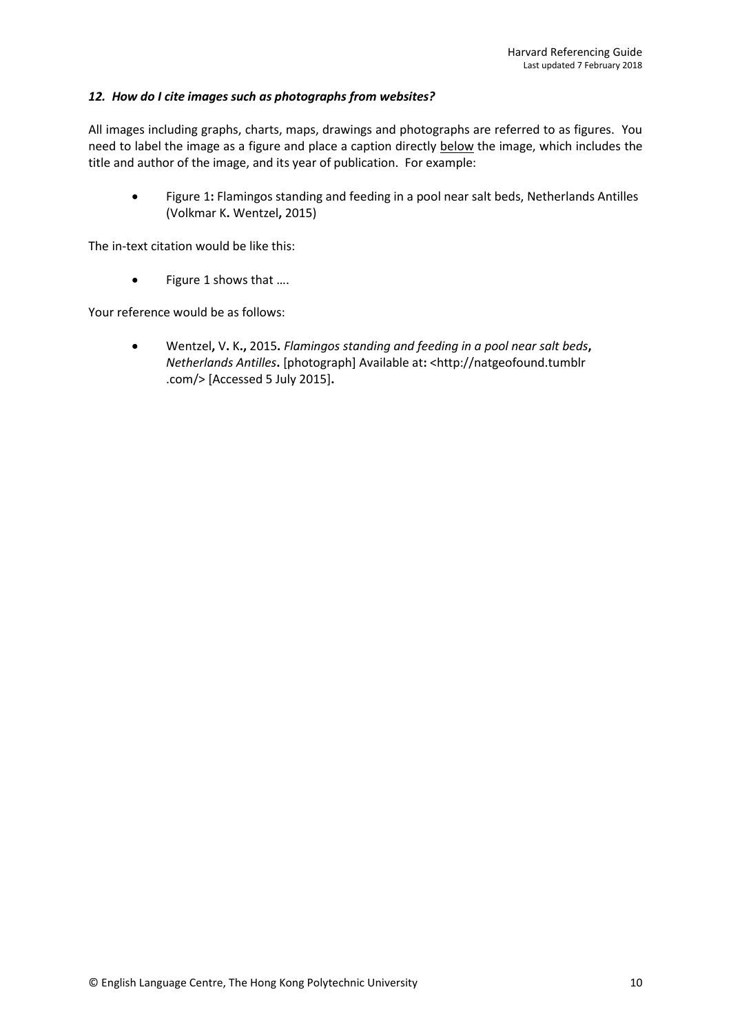### *12. How do I cite images such as photographs from websites?*

All images including graphs, charts, maps, drawings and photographs are referred to as figures. You need to label the image as a figure and place a caption directly <u>below</u> the image, which includes the title and author of the image, and its year of publication. For example:

- Figure 1: Flamingos standing and feeding in a pool near salt beds, Netherlands Antilles (Volkmar K. Wentzel, 2015)

The in-text citation would be like this:

- Figure 1 shows that ….

Your reference would be as follows:

- Wentzel, V. K., 2015. *Flamingos standing and feeding in a pool near salt beds, Netherlands Antilles*. [photograph] Available at: <http://natgeofound.tumblr .com/> [Accessed 5 July 2015].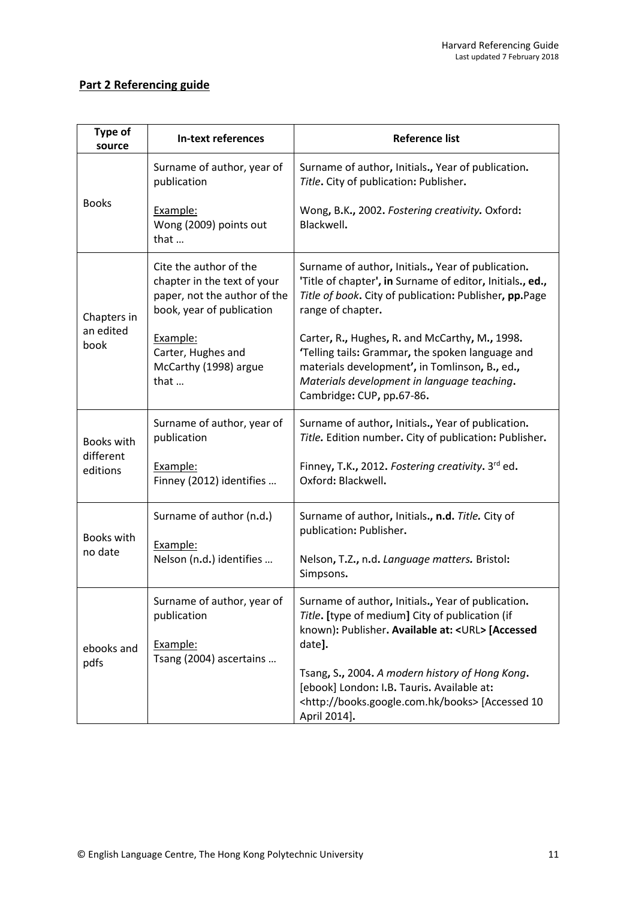## Part 2 Referencing guide

| Type of source | In-text references | Reference list |
|---|---|---|
| Books | Surname of author, year of publication<br><br>Example:<br>Wong (2009) points out that … | Surname of author**,** Initials**.,** Year of publication**.** *Title***.** City of publication**:** Publisher**.**<br><br>Wong**,** B.K**.,** 2002**.** *Fostering creativity.* Oxford**:** Blackwell**.** |
| Chapters in an edited book | Cite the author of the chapter in the text of your paper, not the author of the book, year of publication<br><br>Example:<br>Carter, Hughes and McCarthy (1998) argue that … | Surname of author**,** Initials**.,** Year of publication**.** **'**Title of chapter**'**, **in** Surname of editor**,** Initials**., ed.,** *Title of book***.** City of publication**:** Publisher**, pp.**Page range of chapter**.**<br><br>Carter**,** R**.,** Hughes**,** R. and McCarthy**,** M**.,** 1998**.** **'**Telling tails**:** Grammar**,** the spoken language and materials development**',** in Tomlinson**,** B**.,** ed**.,** *Materials development in language teaching***.** Cambridge**:** CUP**,** pp**.**67-86**.** |
| Books with different editions | Surname of author, year of publication<br><br>Example:<br>Finney (2012) identifies … | Surname of author**,** Initials**.,** Year of publication**.** *Title.* Edition number**.** City of publication**:** Publisher**.**<br><br>Finney**,** T.K**.,** 2012**.** *Fostering creativity***.** 3rd ed**.** Oxford**:** Blackwell**.** |
| Books with no date | Surname of author (n.d.)<br><br>Example:<br>Nelson (n.d.) identifies … | Surname of author**,** Initials**., n.d.** *Title.* City of publication**:** Publisher**.**<br><br>Nelson**,** T.Z**.,** n.d**.** *Language matters.* Bristol**:** Simpsons**.** |
| ebooks and pdfs | Surname of author, year of publication<br><br>Example:<br>Tsang (2004) ascertains … | Surname of author**,** Initials**.,** Year of publication**.** *Title***. [**type of medium**]** City of publication (if known)**:** Publisher**. Available at: <**URL**> [Accessed** date**].**<br><br>Tsang**,** S**.,** 2004**.** *A modern history of Hong Kong***.** [ebook] London**:** I.B**.** Tauris**.** Available at**:** <http://books.google.com.hk/books> [Accessed 10 April 2014]**.** |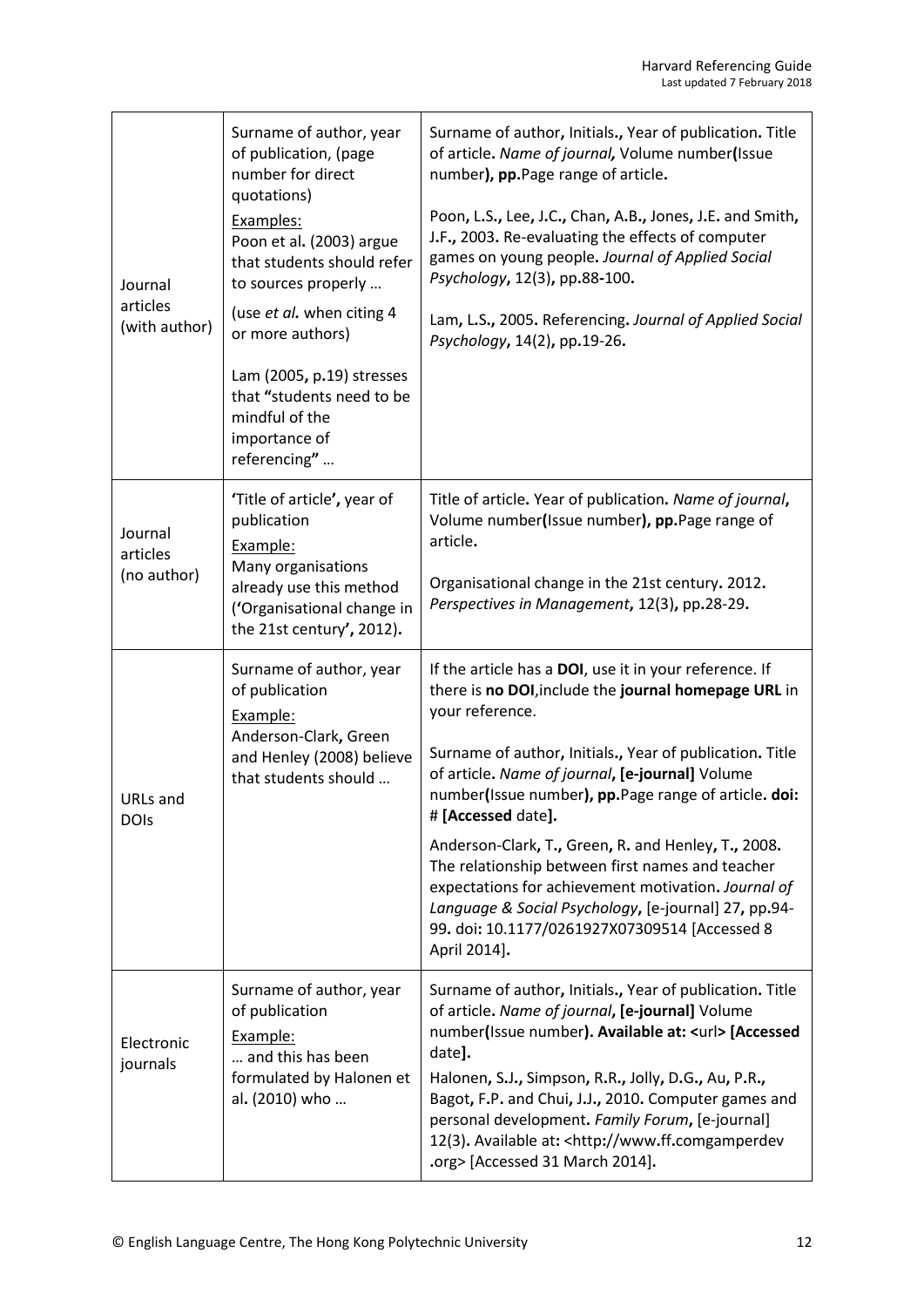| Journal articles (with author) | Surname of author, year of publication, (page number for direct quotations)<br><br>Examples:<br>Poon et al. (2003) argue that students should refer to sources properly …<br><br>(use *et al.* when citing 4 or more authors)<br><br>Lam (2005, p.19) stresses that "students need to be mindful of the importance of referencing" … | Surname of author, Initials., Year of publication. Title of article. *Name of journal,* Volume number**(**Issue number**), pp.**Page range of article.<br><br>Poon, L.S., Lee, J.C., Chan, A.B., Jones, J.E. and Smith, J.F., 2003. Re-evaluating the effects of computer games on young people. *Journal of Applied Social Psychology*, 12(3), pp.88-100.<br><br>Lam, L.S., 2005. Referencing. *Journal of Applied Social Psychology*, 14(2), pp.19-26. |
|---|---|---|
| Journal articles (no author) | 'Title of article', year of publication<br><br>Example:<br>Many organisations already use this method ('Organisational change in the 21st century', 2012). | Title of article. Year of publication. *Name of journal*, Volume number**(**Issue number**), pp.**Page range of article.<br><br>Organisational change in the 21st century. 2012. *Perspectives in Management*, 12(3), pp.28-29. |
| URLs and DOIs | Surname of author, year of publication<br><br>Example:<br>Anderson-Clark, Green and Henley (2008) believe that students should … | If the article has a **DOI**, use it in your reference. If there is **no DOI**,include the **journal homepage URL** in your reference.<br><br>Surname of author, Initials., Year of publication. Title of article. *Name of journal*, **[e-journal]** Volume number**(**Issue number**), pp.**Page range of article**. doi:** # **[Accessed** date**].**<br><br>Anderson-Clark, T., Green, R. and Henley, T., 2008. The relationship between first names and teacher expectations for achievement motivation. *Journal of Language & Social Psychology*, [e-journal] 27, pp.94-99. doi: 10.1177/0261927X07309514 [Accessed 8 April 2014]. |
| Electronic journals | Surname of author, year of publication<br><br>Example:<br>… and this has been formulated by Halonen et al. (2010) who … | Surname of author, Initials., Year of publication. Title of article. *Name of journal*, **[e-journal]** Volume number**(**Issue number**). Available at: <**url**> [Accessed** date**].**<br><br>Halonen, S.J., Simpson, R.R., Jolly, D.G., Au, P.R., Bagot, F.P. and Chui, J.J., 2010. Computer games and personal development. *Family Forum*, [e-journal] 12(3). Available at: <http://www.ff.comgamperdev.org> [Accessed 31 March 2014]. |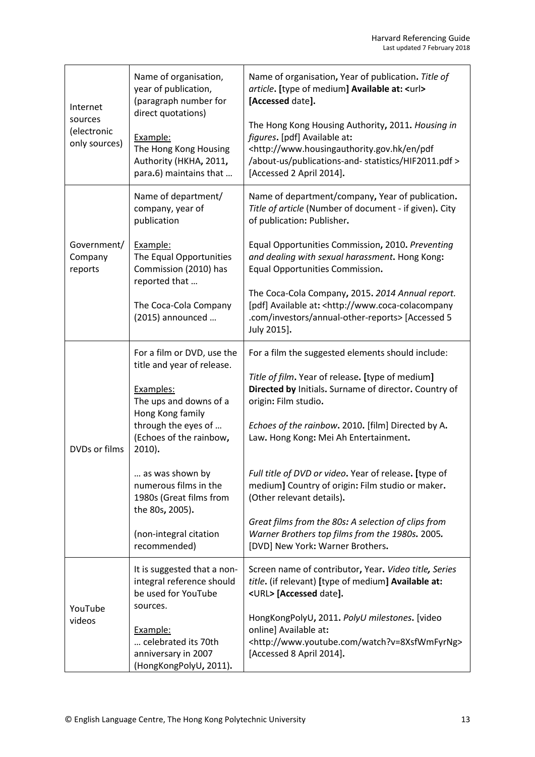| | | |
|---|---|---|
| Internet sources (electronic only sources) | Name of organisation, year of publication, (paragraph number for direct quotations)<br><br><u>Example:</u><br>The Hong Kong Housing Authority (HKHA**,** 2011**,** para**.**6) maintains that … | Name of organisation**,** Year of publication**.** *Title of article***. [**type of medium**] Available at: <**url**> [Accessed** date**].**<br><br>The Hong Kong Housing Authority**,** 2011**.** *Housing in figures***.** [pdf] Available at**:** <http://www.housingauthority.gov.hk/en/pdf /about-us/publications-and- statistics/HIF2011.pdf > [Accessed 2 April 2014]**.** |
| Government/ Company reports | Name of department/ company, year of publication<br><br><u>Example:</u><br>The Equal Opportunities Commission (2010) has reported that …<br><br>The Coca-Cola Company (2015) announced … | Name of department/company**,** Year of publication**.** *Title of article* (Number of document - if given)**.** City of publication**:** Publisher**.**<br><br>Equal Opportunities Commission**,** 2010**.** *Preventing and dealing with sexual harassment***.** Hong Kong**:** Equal Opportunities Commission**.**<br><br>The Coca-Cola Company**,** 2015**.** *2014 Annual report.* [pdf] Available at**:** <http://www.coca-colacompany .com/investors/annual-other-reports> [Accessed 5 July 2015]**.** |
| DVDs or films | For a film or DVD, use the title and year of release.<br><br><u>Examples:</u><br>The ups and downs of a Hong Kong family through the eyes of … (Echoes of the rainbow**,** 2010)**.**<br><br>… as was shown by numerous films in the 1980s (Great films from the 80s**,** 2005)**.**<br><br>(non-integral citation recommended) | For a film the suggested elements should include:<br><br>*Title of film***.** Year of release**. [**type of medium**] Directed by** Initials**.** Surname of director**.** Country of origin**:** Film studio**.**<br><br>*Echoes of the rainbow***.** 2010**.** [film] Directed by A**.** Law**.** Hong Kong**:** Mei Ah Entertainment**.**<br><br>*Full title of DVD or video***.** Year of release**. [**type of medium**]** Country of origin**:** Film studio or maker**.** (Other relevant details)**.**<br><br>*Great films from the 80s: A selection of clips from Warner Brothers top films from the 1980s.* 2005**.** [DVD] New York**:** Warner Brothers**.** |
| YouTube videos | It is suggested that a non-integral reference should be used for YouTube sources.<br><br><u>Example:</u><br>… celebrated its 70th anniversary in 2007 (HongKongPolyU**,** 2011)**.** | Screen name of contributor**,** Year**.** *Video title, Series title***.** (if relevant) **[**type of medium**] Available at: <**URL**> [Accessed** date**].**<br><br>HongKongPolyU**,** 2011**.** *PolyU milestones***.** [video online] Available at**:** <http://www.youtube.com/watch?v=8XsfWmFyrNg> [Accessed 8 April 2014]**.** |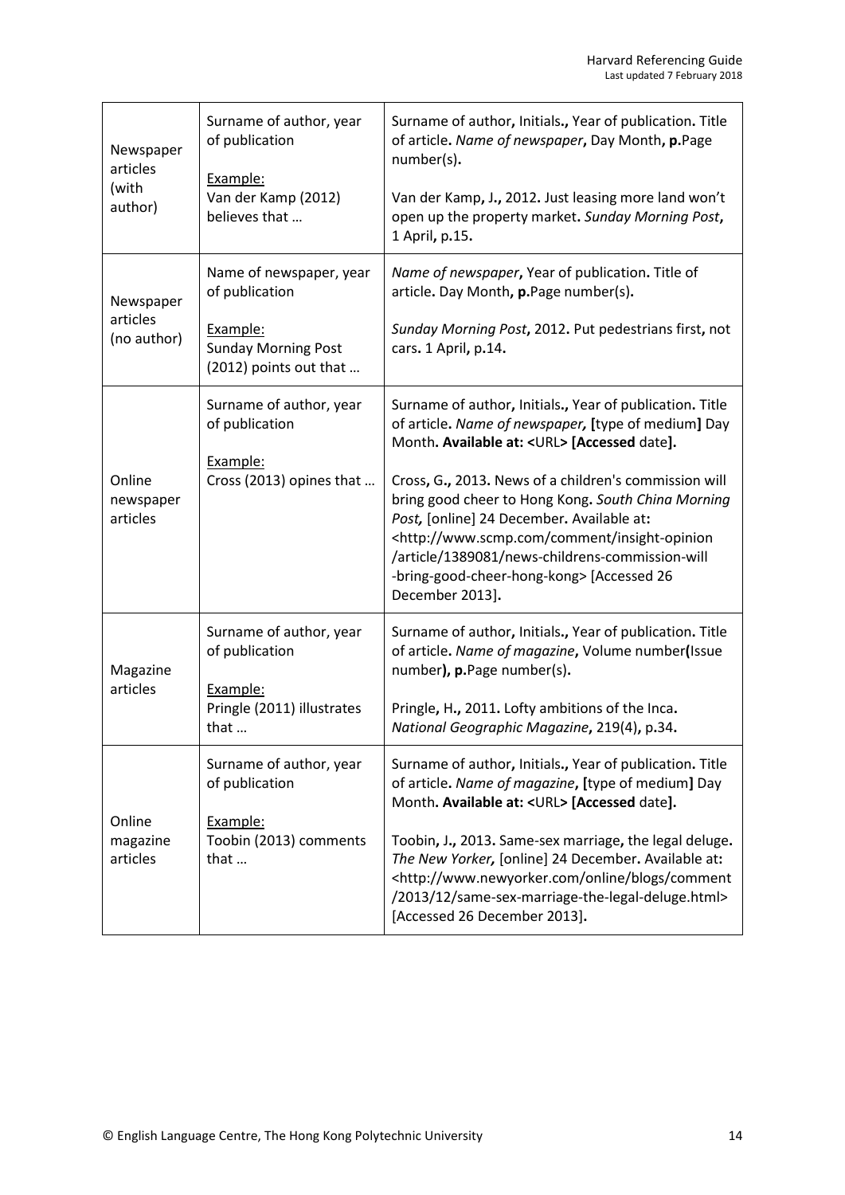| | | |
|---|---|---|
| Newspaper articles (with author) | Surname of author, year of publication<br><br><u>Example:</u><br>Van der Kamp (2012) believes that … | Surname of author**,** Initials**.,** Year of publication**.** Title of article**.** *Name of newspaper***,** Day Month**, p.**Page number(s)**.**<br><br>Van der Kamp**,** J**.,** 2012**.** Just leasing more land won't open up the property market**.** *Sunday Morning Post***,** 1 April**,** p**.**15**.** |
| Newspaper articles (no author) | Name of newspaper, year of publication<br><br><u>Example:</u><br>Sunday Morning Post (2012) points out that … | *Name of newspaper***,** Year of publication**.** Title of article**.** Day Month**, p.**Page number(s)**.**<br><br>*Sunday Morning Post***,** 2012**.** Put pedestrians first**,** not cars**.** 1 April**,** p**.**14**.** |
| Online newspaper articles | Surname of author, year of publication<br><br><u>Example:</u><br>Cross (2013) opines that … | Surname of author**,** Initials**.,** Year of publication**.** Title of article**.** *Name of newspaper,* **[**type of medium**]** Day Month**. Available at: <**URL**> [Accessed** date**].**<br><br>Cross**,** G**.,** 2013**.** News of a children's commission will bring good cheer to Hong Kong**.** *South China Morning Post,* [online] 24 December**.** Available at**:** <http://www.scmp.com/comment/insight-opinion /article/1389081/news-childrens-commission-will -bring-good-cheer-hong-kong> [Accessed 26 December 2013]**.** |
| Magazine articles | Surname of author, year of publication<br><br><u>Example:</u><br>Pringle (2011) illustrates that … | Surname of author**,** Initials**.,** Year of publication**.** Title of article**.** *Name of magazine***,** Volume number**(**Issue number**), p.**Page number(s)**.**<br><br>Pringle**,** H**.,** 2011**.** Lofty ambitions of the Inca**.** *National Geographic Magazine***,** 219(4)**,** p**.**34**.** |
| Online magazine articles | Surname of author, year of publication<br><br><u>Example:</u><br>Toobin (2013) comments that … | Surname of author**,** Initials**.,** Year of publication**.** Title of article**.** *Name of magazine***, [**type of medium**]** Day Month**. Available at: <**URL**> [Accessed** date**].**<br><br>Toobin**,** J**.,** 2013**.** Same-sex marriage**,** the legal deluge**.** *The New Yorker,* [online] 24 December**.** Available at**:** <http://www.newyorker.com/online/blogs/comment /2013/12/same-sex-marriage-the-legal-deluge.html> [Accessed 26 December 2013]**.** |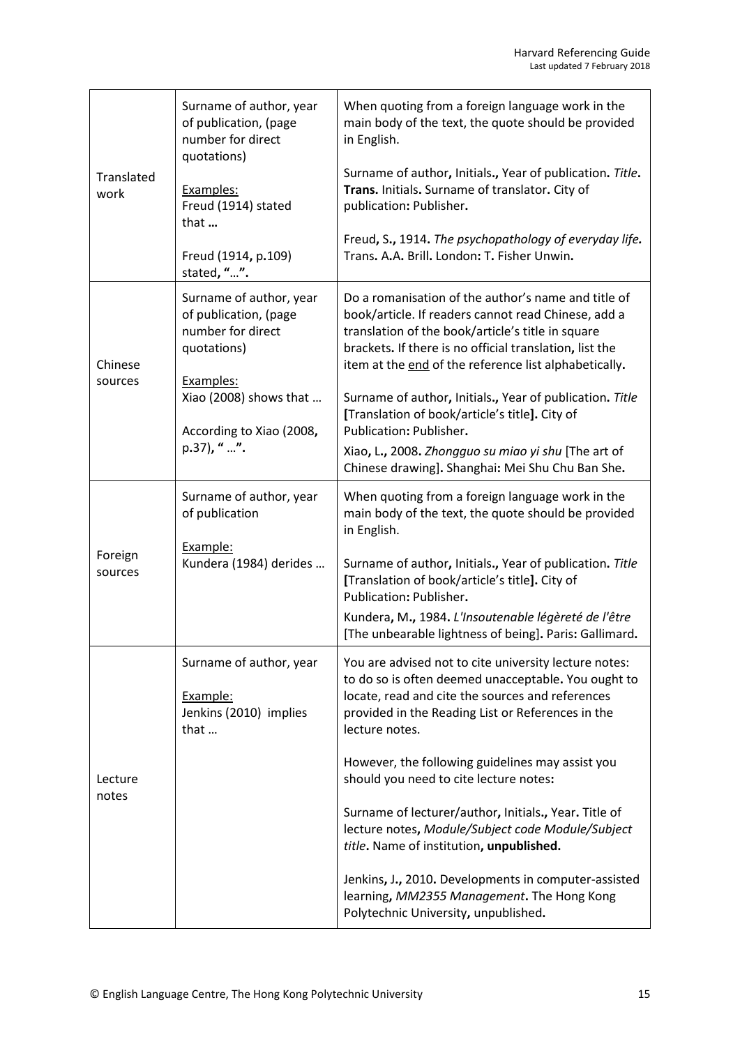| | | |
|---|---|---|
| Translated work | Surname of author, year of publication, (page number for direct quotations)<br><br><u>Examples:</u><br>Freud (1914) stated that **…**<br><br>Freud (1914, p.109) stated, **"…".** | When quoting from a foreign language work in the main body of the text, the quote should be provided in English.<br><br>Surname of author**,** Initials**.,** Year of publication**.** *Title***.** **Trans.** Initials**.** Surname of translator**.** City of publication**:** Publisher**.**<br><br>Freud**,** S**.,** 1914**.** *The psychopathology of everyday life.* Trans**.** A.A**.** Brill**.** London**:** T**.** Fisher Unwin**.** |
| Chinese sources | Surname of author, year of publication, (page number for direct quotations)<br><br><u>Examples:</u><br>Xiao (2008) shows that …<br><br>According to Xiao (2008**,** p.37), **"** …**".** | Do a romanisation of the author's name and title of book/article. If readers cannot read Chinese, add a translation of the book/article's title in square brackets**.** If there is no official translation**,** list the item at the <u>end</u> of the reference list alphabetically**.**<br><br>Surname of author**,** Initials**.,** Year of publication**.** *Title* **[**Translation of book/article's title**].** City of Publication**:** Publisher**.**<br><br>Xiao**,** L**.,** 2008**.** *Zhongguo su miao yi shu* [The art of Chinese drawing]**.** Shanghai**:** Mei Shu Chu Ban She**.** |
| Foreign sources | Surname of author, year of publication<br><br><u>Example:</u><br>Kundera (1984) derides … | When quoting from a foreign language work in the main body of the text, the quote should be provided in English.<br><br>Surname of author**,** Initials**.,** Year of publication**.** *Title* **[**Translation of book/article's title**].** City of Publication**:** Publisher**.**<br><br>Kundera**,** M**.,** 1984**.** *L'Insoutenable légèreté de l'être* [The unbearable lightness of being]**.** Paris**:** Gallimard**.** |
| Lecture notes | Surname of author, year<br><br><u>Example:</u><br>Jenkins (2010) implies that … | You are advised not to cite university lecture notes: to do so is often deemed unacceptable**.** You ought to locate, read and cite the sources and references provided in the Reading List or References in the lecture notes.<br><br>However, the following guidelines may assist you should you need to cite lecture notes**:**<br><br>Surname of lecturer/author**,** Initials**.,** Year**.** Title of lecture notes**,** *Module/Subject code Module/Subject title***.** Name of institution**, unpublished.**<br><br>Jenkins**,** J**.,** 2010**.** Developments in computer-assisted learning**,** *MM2355 Management***.** The Hong Kong Polytechnic University**,** unpublished**.** |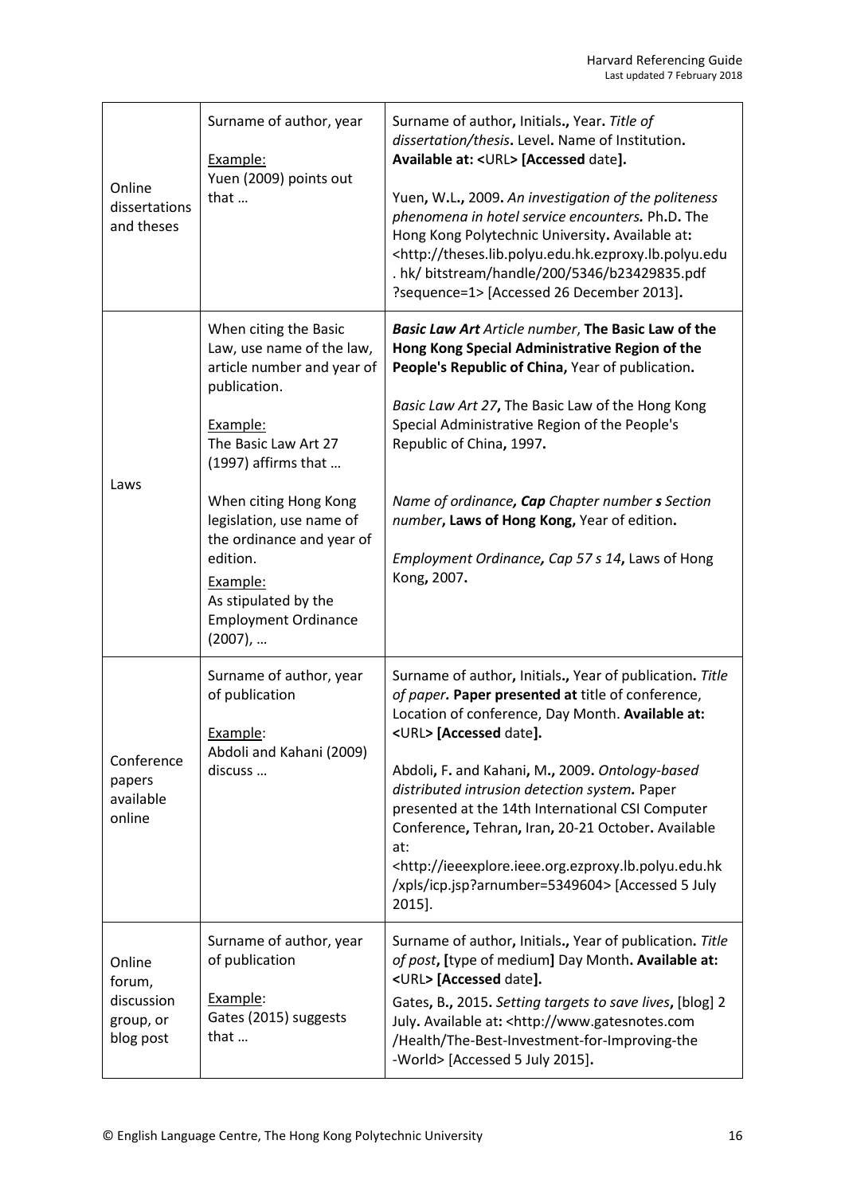| | | |
|---|---|---|
| Online dissertations and theses | Surname of author, year<br><br><u>Example:</u><br>Yuen (2009) points out that … | Surname of author**,** Initials**.,** Year**.** *Title of dissertation/thesis***.** Level**.** Name of Institution**.** **Available at: <**URL**> [Accessed** date**].**<br><br>Yuen**,** W.L**.,** 2009**.** *An investigation of the politeness phenomena in hotel service encounters.* Ph**.**D**.** The Hong Kong Polytechnic University**.** Available at**:** <http://theses.lib.polyu.edu.hk.ezproxy.lb.polyu.edu. hk/ bitstream/handle/200/5346/b23429835.pdf ?sequence=1> [Accessed 26 December 2013]**.** |
| Laws | When citing the Basic Law, use name of the law, article number and year of publication.<br><br><u>Example:</u><br>The Basic Law Art 27 (1997) affirms that …<br><br>When citing Hong Kong legislation, use name of the ordinance and year of edition.<br><u>Example:</u><br>As stipulated by the Employment Ordinance (2007), … | ***Basic Law Art*** *Article number*, **The Basic Law of the Hong Kong Special Administrative Region of the People's Republic of China,** Year of publication**.**<br><br>*Basic Law Art 27***,** The Basic Law of the Hong Kong Special Administrative Region of the People's Republic of China**,** 1997**.**<br><br>*Name of ordinance**, Cap** Chapter number **s** Section number***, Laws of Hong Kong,** Year of edition**.**<br><br>*Employment Ordinance**,** Cap 57 s 14***,** Laws of Hong Kong**,** 2007**.** |
| Conference papers available online | Surname of author, year of publication<br><br><u>Example</u>:<br>Abdoli and Kahani (2009) discuss … | Surname of author**,** Initials**.,** Year of publication**.** *Title of paper***. Paper presented at** title of conference, Location of conference, Day Month. **Available at: <**URL**> [Accessed** date**].**<br><br>Abdoli**,** F**.** and Kahani**,** M**.,** 2009**.** *Ontology-based distributed intrusion detection system.* Paper presented at the 14th International CSI Computer Conference**,** Tehran**,** Iran**,** 20-21 October**.** Available at: <http://ieeexplore.ieee.org.ezproxy.lb.polyu.edu.hk /xpls/icp.jsp?arnumber=5349604> [Accessed 5 July 2015]. |
| Online forum, discussion group, or blog post | Surname of author, year of publication<br><br><u>Example</u>:<br>Gates (2015) suggests that … | Surname of author**,** Initials**.,** Year of publication**.** *Title of post***, [**type of medium**]** Day Month**. Available at: <**URL**> [Accessed** date**].**<br>Gates**,** B**.,** 2015**.** *Setting targets to save lives***,** [blog] 2 July**.** Available at**:** <http://www.gatesnotes.com /Health/The-Best-Investment-for-Improving-the -World> [Accessed 5 July 2015]**.** |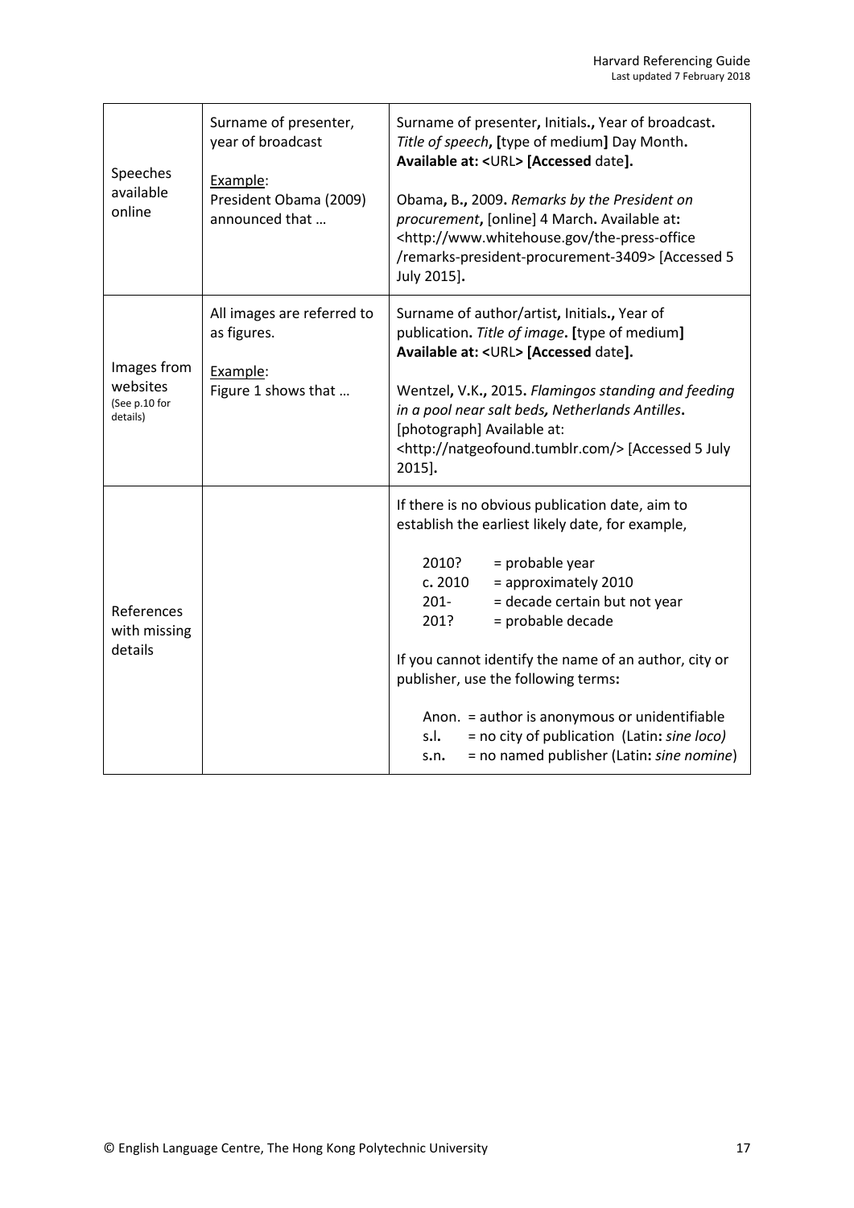| | | |
|---|---|---|
| Speeches available online | Surname of presenter, year of broadcast<br><br><u>Example</u>:<br>President Obama (2009) announced that … | Surname of presenter**,** Initials**.,** Year of broadcast**.** *Title of speech*, **[**type of medium**]** Day Month**.** **Available at: <**URL**> [Accessed** date**].**<br><br>Obama**,** B**.,** 2009**.** *Remarks by the President on procurement*, [online] 4 March**.** Available at**:** <http://www.whitehouse.gov/the-press-office /remarks-president-procurement-3409> [Accessed 5 July 2015]**.** |
| Images from websites (See p.10 for details) | All images are referred to as figures.<br><br><u>Example</u>:<br>Figure 1 shows that … | Surname of author/artist**,** Initials**.,** Year of publication**.** *Title of image***.** **[**type of medium**]** **Available at: <**URL**> [Accessed** date**].**<br><br>Wentzel**,** V.K**.,** 2015**.** *Flamingos standing and feeding in a pool near salt beds, Netherlands Antilles***.** [photograph] Available at: <http://natgeofound.tumblr.com/> [Accessed 5 July 2015]**.** |
| References with missing details | | If there is no obvious publication date, aim to establish the earliest likely date, for example,<br><br>2010? = probable year<br>c. 2010 = approximately 2010<br>201- = decade certain but not year<br>201? = probable decade<br><br>If you cannot identify the name of an author, city or publisher, use the following terms**:**<br><br>Anon. = author is anonymous or unidentifiable<br>s**.**l**.** = no city of publication (Latin**:** *sine loco)*<br>s**.**n**.** = no named publisher (Latin**:** *sine nomine*) |